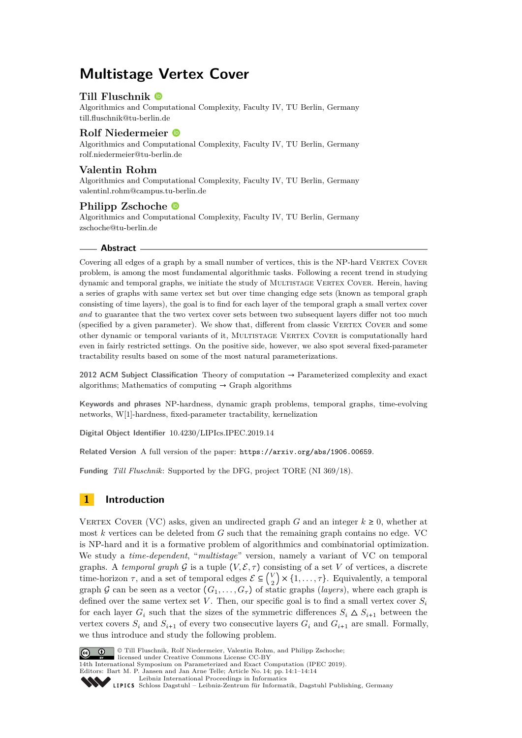# Multistage Vertex Cover

**Till Fluschnik**
Algorithmics and Computational Complexity, Faculty IV, TU Berlin, Germany
till.fluschnik@tu-berlin.de

**Rolf Niedermeier**
Algorithmics and Computational Complexity, Faculty IV, TU Berlin, Germany
rolf.niedermeier@tu-berlin.de

**Valentin Rohm**
Algorithmics and Computational Complexity, Faculty IV, TU Berlin, Germany
valentinl.rohm@campus.tu-berlin.de

**Philipp Zschoche**
Algorithmics and Computational Complexity, Faculty IV, TU Berlin, Germany
zschoche@tu-berlin.de

## Abstract

Covering all edges of a graph by a small number of vertices, this is the NP-hard Vertex Cover problem, is among the most fundamental algorithmic tasks. Following a recent trend in studying dynamic and temporal graphs, we initiate the study of Multistage Vertex Cover. Herein, having a series of graphs with same vertex set but over time changing edge sets (known as temporal graph consisting of time layers), the goal is to find for each layer of the temporal graph a small vertex cover *and* to guarantee that the two vertex cover sets between two subsequent layers differ not too much (specified by a given parameter). We show that, different from classic Vertex Cover and some other dynamic or temporal variants of it, Multistage Vertex Cover is computationally hard even in fairly restricted settings. On the positive side, however, we also spot several fixed-parameter tractability results based on some of the most natural parameterizations.

**2012 ACM Subject Classification** Theory of computation → Parameterized complexity and exact algorithms; Mathematics of computing → Graph algorithms

**Keywords and phrases** NP-hardness, dynamic graph problems, temporal graphs, time-evolving networks, W[1]-hardness, fixed-parameter tractability, kernelization

**Digital Object Identifier** 10.4230/LIPIcs.IPEC.2019.14

**Related Version** A full version of the paper: https://arxiv.org/abs/1906.00659.

**Funding** *Till Fluschnik*: Supported by the DFG, project TORE (NI 369/18).

## 1 Introduction

Vertex Cover (VC) asks, given an undirected graph $G$ and an integer $k \geq 0$, whether at most $k$ vertices can be deleted from $G$ such that the remaining graph contains no edge. VC is NP-hard and it is a formative problem of algorithmics and combinatorial optimization. We study a *time-dependent*, "*multistage*" version, namely a variant of VC on temporal graphs. A *temporal graph* $\mathcal{G}$ is a tuple $(V, \mathcal{E}, \tau)$ consisting of a set $V$ of vertices, a discrete time-horizon $\tau$, and a set of temporal edges $\mathcal{E} \subseteq \binom{V}{2} \times \{1, \ldots, \tau\}$. Equivalently, a temporal graph $\mathcal{G}$ can be seen as a vector $(G_1, \ldots, G_\tau)$ of static graphs (*layers*), where each graph is defined over the same vertex set $V$. Then, our specific goal is to find a small vertex cover $S_i$ for each layer $G_i$ such that the sizes of the symmetric differences $S_i \triangle S_{i+1}$ between the vertex covers $S_i$ and $S_{i+1}$ of every two consecutive layers $G_i$ and $G_{i+1}$ are small. Formally, we thus introduce and study the following problem.

© Till Fluschnik, Rolf Niedermeier, Valentin Rohm, and Philipp Zschoche;
licensed under Creative Commons License CC-BY
14th International Symposium on Parameterized and Exact Computation (IPEC 2019).
Editors: Bart M. P. Jansen and Jan Arne Telle; Article No. 14; pp. 14:1–14:14
Leibniz International Proceedings in Informatics
Schloss Dagstuhl – Leibniz-Zentrum für Informatik, Dagstuhl Publishing, Germany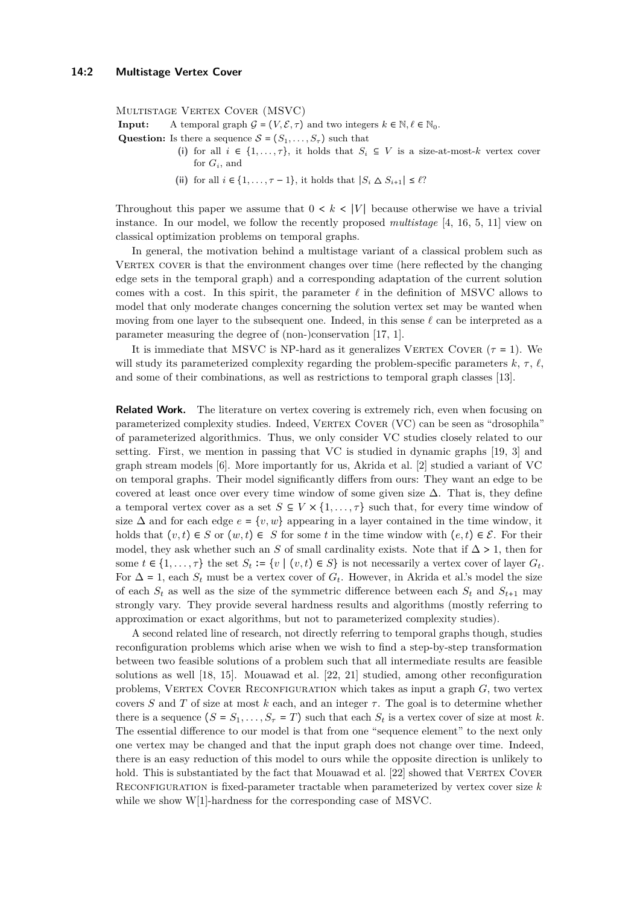Multistage Vertex Cover (MSVC)

**Input:** A temporal graph $\mathcal{G} = (V, \mathcal{E}, \tau)$ and two integers $k \in \mathbb{N}, \ell \in \mathbb{N}_0$.

**Question:** Is there a sequence $\mathcal{S} = (S_1, \ldots, S_\tau)$ such that

(i) for all $i \in \{1, \ldots, \tau\}$, it holds that $S_i \subseteq V$ is a size-at-most-$k$ vertex cover for $G_i$, and

(ii) for all $i \in \{1, \ldots, \tau - 1\}$, it holds that $|S_i \triangle S_{i+1}| \leq \ell$?

Throughout this paper we assume that $0 < k < |V|$ because otherwise we have a trivial instance. In our model, we follow the recently proposed *multistage* [4, 16, 5, 11] view on classical optimization problems on temporal graphs.

In general, the motivation behind a multistage variant of a classical problem such as Vertex cover is that the environment changes over time (here reflected by the changing edge sets in the temporal graph) and a corresponding adaptation of the current solution comes with a cost. In this spirit, the parameter $\ell$ in the definition of MSVC allows to model that only moderate changes concerning the solution vertex set may be wanted when moving from one layer to the subsequent one. Indeed, in this sense $\ell$ can be interpreted as a parameter measuring the degree of (non-)conservation [17, 1].

It is immediate that MSVC is NP-hard as it generalizes Vertex Cover ($\tau = 1$). We will study its parameterized complexity regarding the problem-specific parameters $k$, $\tau$, $\ell$, and some of their combinations, as well as restrictions to temporal graph classes [13].

**Related Work.** The literature on vertex covering is extremely rich, even when focusing on parameterized complexity studies. Indeed, Vertex Cover (VC) can be seen as "drosophila" of parameterized algorithmics. Thus, we only consider VC studies closely related to our setting. First, we mention in passing that VC is studied in dynamic graphs [19, 3] and graph stream models [6]. More importantly for us, Akrida et al. [2] studied a variant of VC on temporal graphs. Their model significantly differs from ours: They want an edge to be covered at least once over every time window of some given size $\Delta$. That is, they define a temporal vertex cover as a set $S \subseteq V \times \{1, \ldots, \tau\}$ such that, for every time window of size $\Delta$ and for each edge $e = \{v, w\}$ appearing in a layer contained in the time window, it holds that $(v, t) \in S$ or $(w, t) \in S$ for some $t$ in the time window with $(e, t) \in \mathcal{E}$. For their model, they ask whether such an $S$ of small cardinality exists. Note that if $\Delta > 1$, then for some $t \in \{1, \ldots, \tau\}$ the set $S_t := \{v \mid (v, t) \in S\}$ is not necessarily a vertex cover of layer $G_t$. For $\Delta = 1$, each $S_t$ must be a vertex cover of $G_t$. However, in Akrida et al.'s model the size of each $S_t$ as well as the size of the symmetric difference between each $S_t$ and $S_{t+1}$ may strongly vary. They provide several hardness results and algorithms (mostly referring to approximation or exact algorithms, but not to parameterized complexity studies).

A second related line of research, not directly referring to temporal graphs though, studies reconfiguration problems which arise when we wish to find a step-by-step transformation between two feasible solutions of a problem such that all intermediate results are feasible solutions as well [18, 15]. Mouawad et al. [22, 21] studied, among other reconfiguration problems, Vertex Cover Reconfiguration which takes as input a graph $G$, two vertex covers $S$ and $T$ of size at most $k$ each, and an integer $\tau$. The goal is to determine whether there is a sequence $(S = S_1, \ldots, S_\tau = T)$ such that each $S_t$ is a vertex cover of size at most $k$. The essential difference to our model is that from one "sequence element" to the next only one vertex may be changed and that the input graph does not change over time. Indeed, there is an easy reduction of this model to ours while the opposite direction is unlikely to hold. This is substantiated by the fact that Mouawad et al. [22] showed that Vertex Cover Reconfiguration is fixed-parameter tractable when parameterized by vertex cover size $k$ while we show W[1]-hardness for the corresponding case of MSVC.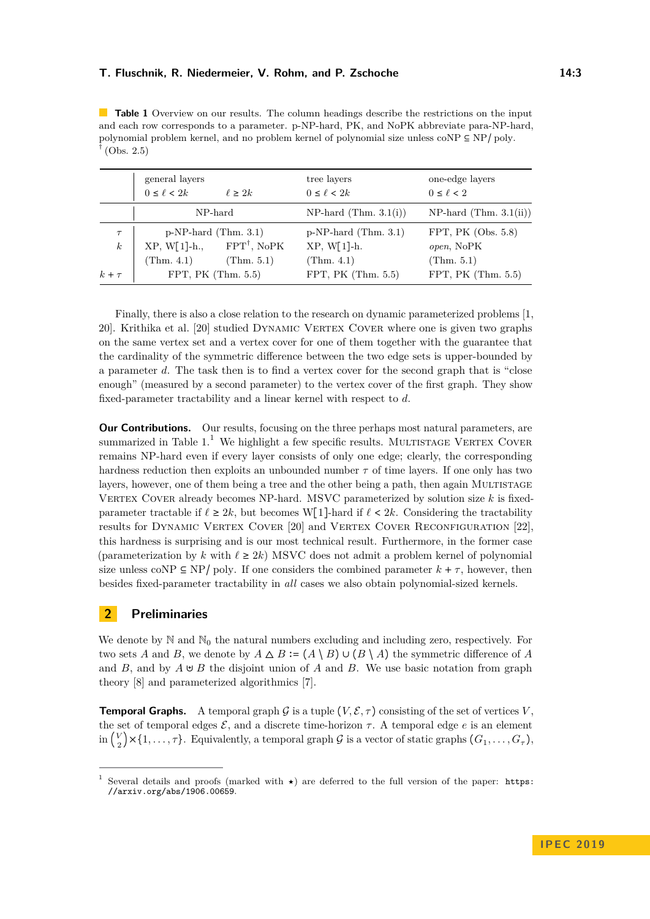**Table 1** Overview on our results. The column headings describe the restrictions on the input and each row corresponds to a parameter. p-NP-hard, PK, and NoPK abbreviate para-NP-hard, polynomial problem kernel, and no problem kernel of polynomial size unless coNP ⊆ NP/ poly.
† (Obs. 2.5)

| | general layers $0 \leq \ell < 2k$ | general layers $\ell \geq 2k$ | tree layers $0 \leq \ell < 2k$ | one-edge layers $0 \leq \ell < 2$ |
|---|---|---|---|---|
| | NP-hard | | NP-hard (Thm. 3.1(i)) | NP-hard (Thm. 3.1(ii)) |
| $\tau$ | p-NP-hard (Thm. 3.1) | | p-NP-hard (Thm. 3.1) | FPT, PK (Obs. 5.8) |
| $k$ | XP, W[1]-h., (Thm. 4.1) | FPT†, NoPK (Thm. 5.1) | XP, W[1]-h. (Thm. 4.1) | *open*, NoPK (Thm. 5.1) |
| $k + \tau$ | FPT, PK (Thm. 5.5) | | FPT, PK (Thm. 5.5) | FPT, PK (Thm. 5.5) |

Finally, there is also a close relation to the research on dynamic parameterized problems [1, 20]. Krithika et al. [20] studied Dynamic Vertex Cover where one is given two graphs on the same vertex set and a vertex cover for one of them together with the guarantee that the cardinality of the symmetric difference between the two edge sets is upper-bounded by a parameter $d$. The task then is to find a vertex cover for the second graph that is "close enough" (measured by a second parameter) to the vertex cover of the first graph. They show fixed-parameter tractability and a linear kernel with respect to $d$.

**Our Contributions.** Our results, focusing on the three perhaps most natural parameters, are summarized in Table 1.[1] We highlight a few specific results. Multistage Vertex Cover remains NP-hard even if every layer consists of only one edge; clearly, the corresponding hardness reduction then exploits an unbounded number $\tau$ of time layers. If one only has two layers, however, one of them being a tree and the other being a path, then again Multistage Vertex Cover already becomes NP-hard. MSVC parameterized by solution size $k$ is fixed-parameter tractable if $\ell \geq 2k$, but becomes W[1]-hard if $\ell < 2k$. Considering the tractability results for Dynamic Vertex Cover [20] and Vertex Cover Reconfiguration [22], this hardness is surprising and is our most technical result. Furthermore, in the former case (parameterization by $k$ with $\ell \geq 2k$) MSVC does not admit a problem kernel of polynomial size unless coNP ⊆ NP/ poly. If one considers the combined parameter $k + \tau$, however, then besides fixed-parameter tractability in *all* cases we also obtain polynomial-sized kernels.

## 2 Preliminaries

We denote by $\mathbb{N}$ and $\mathbb{N}_0$ the natural numbers excluding and including zero, respectively. For two sets $A$ and $B$, we denote by $A \triangle B := (A \setminus B) \cup (B \setminus A)$ the symmetric difference of $A$ and $B$, and by $A \uplus B$ the disjoint union of $A$ and $B$. We use basic notation from graph theory [8] and parameterized algorithmics [7].

**Temporal Graphs.** A temporal graph $\mathcal{G}$ is a tuple $(V, \mathcal{E}, \tau)$ consisting of the set of vertices $V$, the set of temporal edges $\mathcal{E}$, and a discrete time-horizon $\tau$. A temporal edge $e$ is an element in $\binom{V}{2} \times \{1, \ldots, \tau\}$. Equivalently, a temporal graph $\mathcal{G}$ is a vector of static graphs $(G_1, \ldots, G_\tau)$,

[1] Several details and proofs (marked with ⋆) are deferred to the full version of the paper: https://arxiv.org/abs/1906.00659.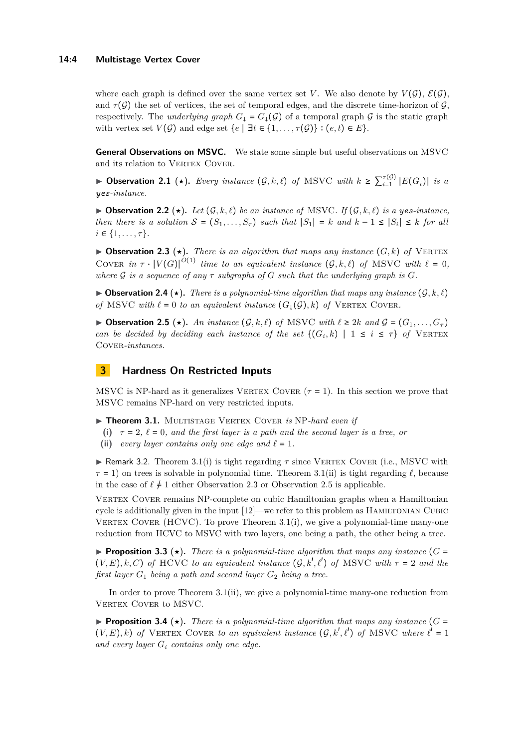where each graph is defined over the same vertex set $V$. We also denote by $V(\mathcal{G})$, $\mathcal{E}(\mathcal{G})$, and $\tau(\mathcal{G})$ the set of vertices, the set of temporal edges, and the discrete time-horizon of $\mathcal{G}$, respectively. The *underlying graph* $G_\downarrow = G_\downarrow(\mathcal{G})$ of a temporal graph $\mathcal{G}$ is the static graph with vertex set $V(\mathcal{G})$ and edge set $\{e \mid \exists t \in \{1, \ldots, \tau(\mathcal{G})\} : (e,t) \in E\}$.

**General Observations on MSVC.** We state some simple but useful observations on MSVC and its relation to Vertex Cover.

▶ **Observation 2.1** (⋆). *Every instance $(\mathcal{G}, k, \ell)$ of MSVC with $k \geq \sum_{i=1}^{\tau(\mathcal{G})} |E(G_i)|$ is a yes-instance.*

▶ **Observation 2.2** (⋆). *Let $(\mathcal{G}, k, \ell)$ be an instance of MSVC. If $(\mathcal{G}, k, \ell)$ is a yes-instance, then there is a solution $\mathcal{S} = (S_1, \ldots, S_\tau)$ such that $|S_1| = k$ and $k - 1 \leq |S_i| \leq k$ for all $i \in \{1, \ldots, \tau\}$.*

▶ **Observation 2.3** (⋆). *There is an algorithm that maps any instance $(G, k)$ of Vertex Cover in $\tau \cdot |V(G)|^{O(1)}$ time to an equivalent instance $(\mathcal{G}, k, \ell)$ of MSVC with $\ell = 0$, where $\mathcal{G}$ is a sequence of any $\tau$ subgraphs of $G$ such that the underlying graph is $G$.*

▶ **Observation 2.4** (⋆). *There is a polynomial-time algorithm that maps any instance $(\mathcal{G}, k, \ell)$ of MSVC with $\ell = 0$ to an equivalent instance $(G_\downarrow(\mathcal{G}), k)$ of Vertex Cover.*

▶ **Observation 2.5** (⋆). *An instance $(\mathcal{G}, k, \ell)$ of MSVC with $\ell \geq 2k$ and $\mathcal{G} = (G_1, \ldots, G_\tau)$ can be decided by deciding each instance of the set $\{(G_i, k) \mid 1 \leq i \leq \tau\}$ of Vertex Cover-instances.*

## 3 Hardness On Restricted Inputs

MSVC is NP-hard as it generalizes Vertex Cover ($\tau = 1$). In this section we prove that MSVC remains NP-hard on very restricted inputs.

▶ **Theorem 3.1.** *Multistage Vertex Cover is NP-hard even if*

- **(i)** *$\tau = 2$, $\ell = 0$, and the first layer is a path and the second layer is a tree, or*
- **(ii)** *every layer contains only one edge and $\ell = 1$.*

▶ Remark 3.2. Theorem 3.1(i) is tight regarding $\tau$ since Vertex Cover (i.e., MSVC with $\tau = 1$) on trees is solvable in polynomial time. Theorem 3.1(ii) is tight regarding $\ell$, because in the case of $\ell \neq 1$ either Observation 2.3 or Observation 2.5 is applicable.

Vertex Cover remains NP-complete on cubic Hamiltonian graphs when a Hamiltonian cycle is additionally given in the input [12]—we refer to this problem as Hamiltonian Cubic Vertex Cover (HCVC). To prove Theorem 3.1(i), we give a polynomial-time many-one reduction from HCVC to MSVC with two layers, one being a path, the other being a tree.

▶ **Proposition 3.3** (⋆). *There is a polynomial-time algorithm that maps any instance $(G = (V, E), k, C)$ of HCVC to an equivalent instance $(\mathcal{G}, k', \ell')$ of MSVC with $\tau = 2$ and the first layer $G_1$ being a path and second layer $G_2$ being a tree.*

In order to prove Theorem 3.1(ii), we give a polynomial-time many-one reduction from Vertex Cover to MSVC.

▶ **Proposition 3.4** (⋆). *There is a polynomial-time algorithm that maps any instance $(G = (V, E), k)$ of Vertex Cover to an equivalent instance $(\mathcal{G}, k', \ell')$ of MSVC where $\ell' = 1$ and every layer $G_i$ contains only one edge.*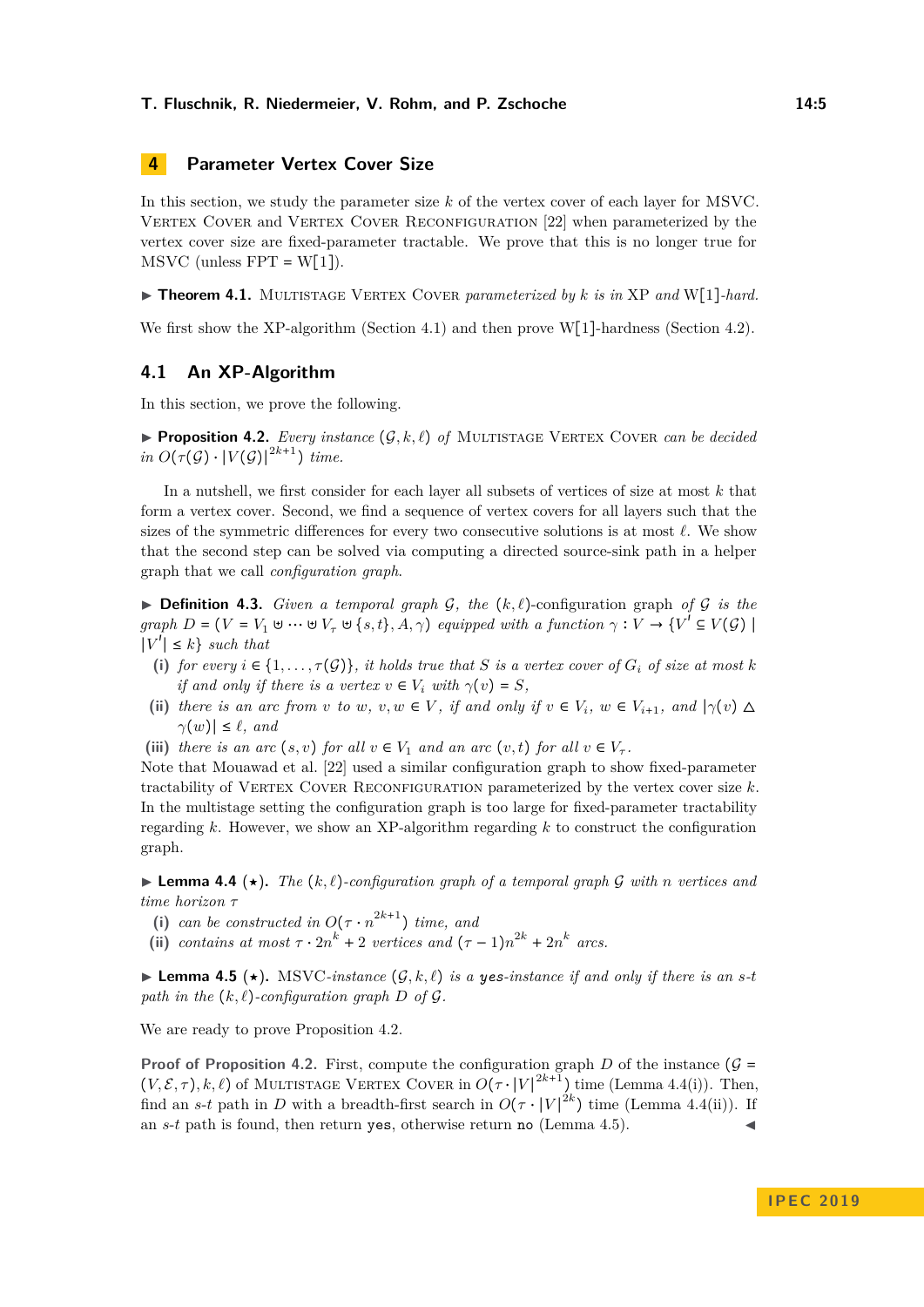## 4 Parameter Vertex Cover Size

In this section, we study the parameter size $k$ of the vertex cover of each layer for MSVC. Vertex Cover and Vertex Cover Reconfiguration [22] when parameterized by the vertex cover size are fixed-parameter tractable. We prove that this is no longer true for MSVC (unless FPT = W[1]).

▶ **Theorem 4.1.** *Multistage Vertex Cover parameterized by $k$ is in* XP *and* W[1]*-hard.*

We first show the XP-algorithm (Section 4.1) and then prove W[1]-hardness (Section 4.2).

### 4.1 An XP-Algorithm

In this section, we prove the following.

▶ **Proposition 4.2.** *Every instance $(\mathcal{G}, k, \ell)$ of Multistage Vertex Cover can be decided in $O(\tau(\mathcal{G}) \cdot |V(\mathcal{G})|^{2k+1})$ time.*

In a nutshell, we first consider for each layer all subsets of vertices of size at most $k$ that form a vertex cover. Second, we find a sequence of vertex covers for all layers such that the sizes of the symmetric differences for every two consecutive solutions is at most $\ell$. We show that the second step can be solved via computing a directed source-sink path in a helper graph that we call *configuration graph*.

▶ **Definition 4.3.** *Given a temporal graph $\mathcal{G}$, the $(k, \ell)$-configuration graph of $\mathcal{G}$ is the graph $D = (V = V_1 \uplus \cdots \uplus V_\tau \uplus \{s, t\}, A, \gamma)$ equipped with a function $\gamma : V \to \{V' \subseteq V(\mathcal{G}) \mid |V'| \leq k\}$ such that*

**(i)** *for every $i \in \{1, \ldots, \tau(\mathcal{G})\}$, it holds true that $S$ is a vertex cover of $G_i$ of size at most $k$ if and only if there is a vertex $v \in V_i$ with $\gamma(v) = S$,*

**(ii)** *there is an arc from $v$ to $w$, $v, w \in V$, if and only if $v \in V_i$, $w \in V_{i+1}$, and $|\gamma(v) \bigtriangleup \gamma(w)| \leq \ell$, and*

**(iii)** *there is an arc $(s, v)$ for all $v \in V_1$ and an arc $(v, t)$ for all $v \in V_\tau$.*

Note that Mouawad et al. [22] used a similar configuration graph to show fixed-parameter tractability of Vertex Cover Reconfiguration parameterized by the vertex cover size $k$. In the multistage setting the configuration graph is too large for fixed-parameter tractability regarding $k$. However, we show an XP-algorithm regarding $k$ to construct the configuration graph.

▶ **Lemma 4.4** (⋆). *The $(k, \ell)$-configuration graph of a temporal graph $\mathcal{G}$ with $n$ vertices and time horizon $\tau$*

**(i)** *can be constructed in $O(\tau \cdot n^{2k+1})$ time, and*

**(ii)** *contains at most $\tau \cdot 2n^k + 2$ vertices and $(\tau - 1)n^{2k} + 2n^k$ arcs.*

▶ **Lemma 4.5** (⋆). *MSVC-instance $(\mathcal{G}, k, \ell)$ is a* `yes`*-instance if and only if there is an $s$-$t$ path in the $(k, \ell)$-configuration graph $D$ of $\mathcal{G}$.*

We are ready to prove Proposition 4.2.

**Proof of Proposition 4.2.** First, compute the configuration graph $D$ of the instance $(\mathcal{G} = (V, \mathcal{E}, \tau), k, \ell)$ of Multistage Vertex Cover in $O(\tau \cdot |V|^{2k+1})$ time (Lemma 4.4(i)). Then, find an $s$-$t$ path in $D$ with a breadth-first search in $O(\tau \cdot |V|^{2k})$ time (Lemma 4.4(ii)). If an $s$-$t$ path is found, then return `yes`, otherwise return `no` (Lemma 4.5). ◀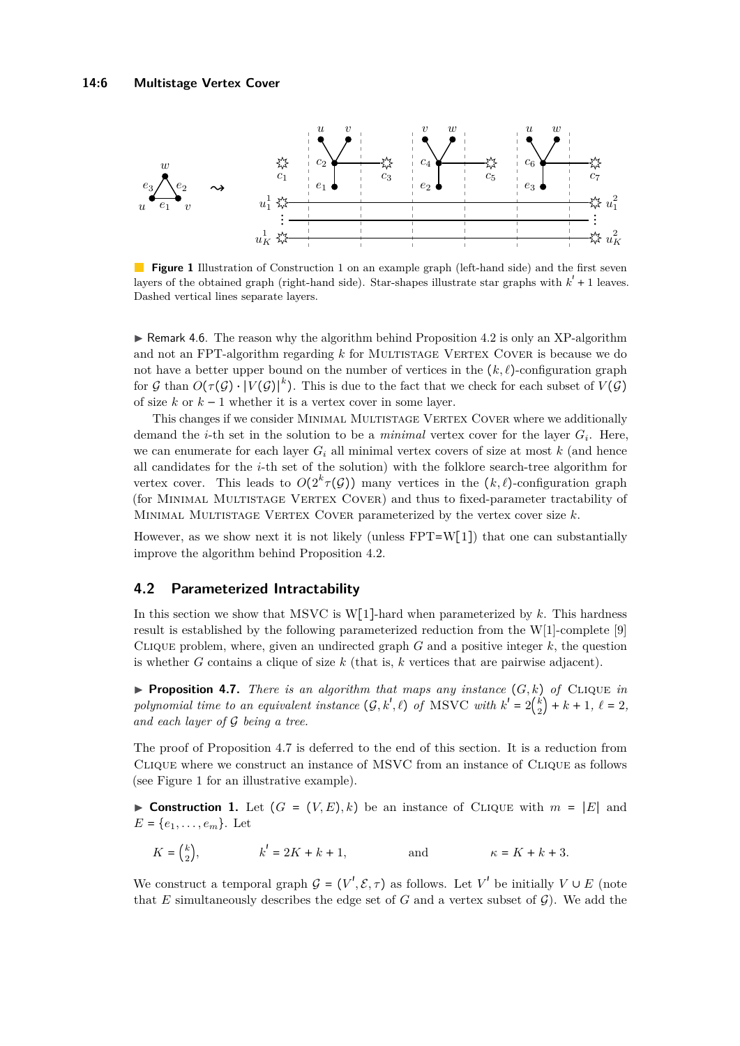**Figure 1** Illustration of Construction 1 on an example graph (left-hand side) and the first seven layers of the obtained graph (right-hand side). Star-shapes illustrate star graphs with $k' + 1$ leaves. Dashed vertical lines separate layers.

▶ Remark 4.6. The reason why the algorithm behind Proposition 4.2 is only an XP-algorithm and not an FPT-algorithm regarding $k$ for Multistage Vertex Cover is because we do not have a better upper bound on the number of vertices in the $(k, \ell)$-configuration graph for $\mathcal{G}$ than $O(\tau(\mathcal{G}) \cdot |V(\mathcal{G})|^k)$. This is due to the fact that we check for each subset of $V(\mathcal{G})$ of size $k$ or $k-1$ whether it is a vertex cover in some layer.

This changes if we consider Minimal Multistage Vertex Cover where we additionally demand the $i$-th set in the solution to be a *minimal* vertex cover for the layer $G_i$. Here, we can enumerate for each layer $G_i$ all minimal vertex covers of size at most $k$ (and hence all candidates for the $i$-th set of the solution) with the folklore search-tree algorithm for vertex cover. This leads to $O(2^k \tau(\mathcal{G}))$ many vertices in the $(k, \ell)$-configuration graph (for Minimal Multistage Vertex Cover) and thus to fixed-parameter tractability of Minimal Multistage Vertex Cover parameterized by the vertex cover size $k$.

However, as we show next it is not likely (unless FPT=W[1]) that one can substantially improve the algorithm behind Proposition 4.2.

## 4.2 Parameterized Intractability

In this section we show that MSVC is W[1]-hard when parameterized by $k$. This hardness result is established by the following parameterized reduction from the W[1]-complete [9] Clique problem, where, given an undirected graph $G$ and a positive integer $k$, the question is whether $G$ contains a clique of size $k$ (that is, $k$ vertices that are pairwise adjacent).

▶ **Proposition 4.7.** *There is an algorithm that maps any instance $(G, k)$ of* Clique *in polynomial time to an equivalent instance $(\mathcal{G}, k', \ell)$ of* MSVC *with $k' = 2\binom{k}{2} + k + 1$, $\ell = 2$, and each layer of $\mathcal{G}$ being a tree.*

The proof of Proposition 4.7 is deferred to the end of this section. It is a reduction from Clique where we construct an instance of MSVC from an instance of Clique as follows (see Figure 1 for an illustrative example).

▶ **Construction 1.** Let $(G = (V, E), k)$ be an instance of Clique with $m = |E|$ and $E = \{e_1, \ldots, e_m\}$. Let

$$K = \binom{k}{2}, \qquad k' = 2K + k + 1, \qquad \text{and} \qquad \kappa = K + k + 3.$$

We construct a temporal graph $\mathcal{G} = (V', \mathcal{E}, \tau)$ as follows. Let $V'$ be initially $V \cup E$ (note that $E$ simultaneously describes the edge set of $G$ and a vertex subset of $\mathcal{G}$). We add the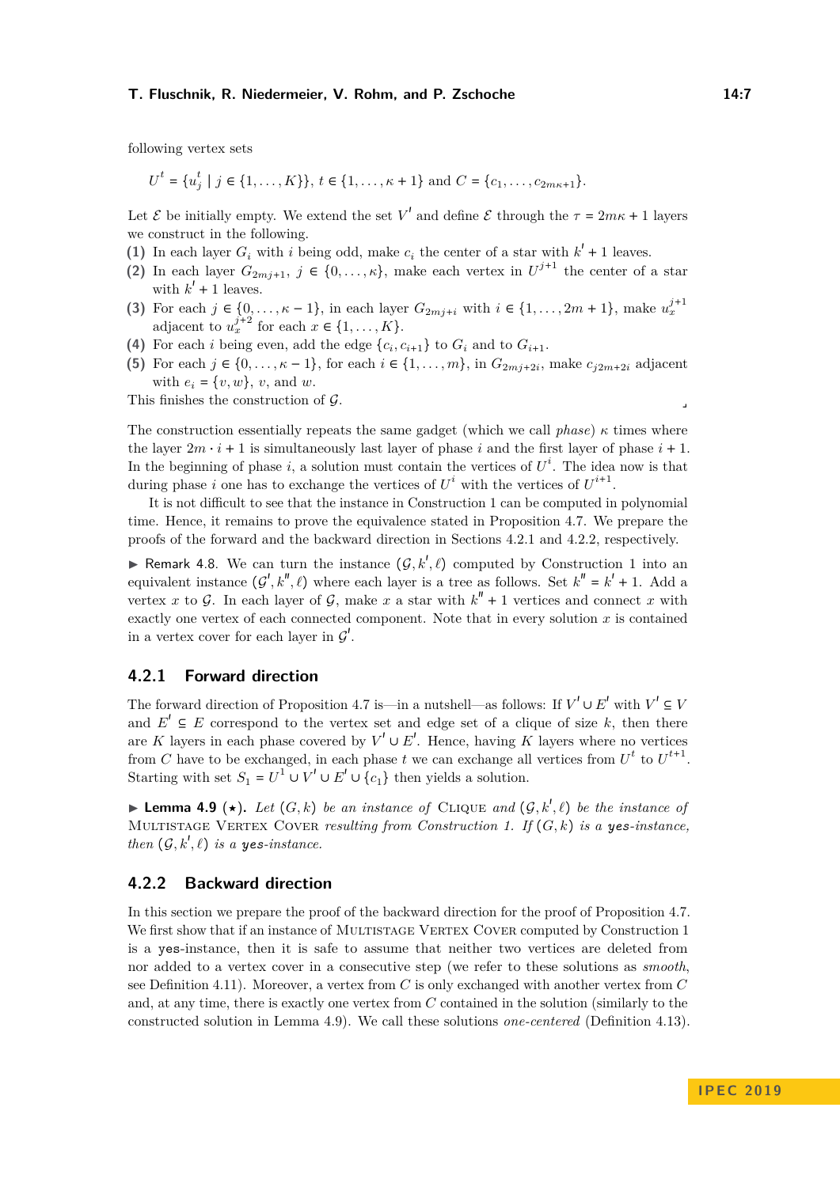following vertex sets

$$U^t = \{u_j^t \mid j \in \{1,\dots,K\}\},\ t \in \{1,\dots,\kappa+1\} \text{ and } C = \{c_1,\dots,c_{2m\kappa+1}\}.$$

Let $\mathcal{E}$ be initially empty. We extend the set $V'$ and define $\mathcal{E}$ through the $\tau = 2m\kappa + 1$ layers we construct in the following.

**(1)** In each layer $G_i$ with $i$ being odd, make $c_i$ the center of a star with $k' + 1$ leaves.

**(2)** In each layer $G_{2mj+1}$, $j \in \{0,\dots,\kappa\}$, make each vertex in $U^{j+1}$ the center of a star with $k' + 1$ leaves.

**(3)** For each $j \in \{0,\dots,\kappa - 1\}$, in each layer $G_{2mj+i}$ with $i \in \{1,\dots,2m+1\}$, make $u_x^{j+1}$ adjacent to $u_x^{j+2}$ for each $x \in \{1,\dots,K\}$.

**(4)** For each $i$ being even, add the edge $\{c_i, c_{i+1}\}$ to $G_i$ and to $G_{i+1}$.

**(5)** For each $j \in \{0,\dots,\kappa - 1\}$, for each $i \in \{1,\dots,m\}$, in $G_{2mj+2i}$, make $c_{j2m+2i}$ adjacent with $e_i = \{v,w\}$, $v$, and $w$.

This finishes the construction of $\mathcal{G}$. ⌟

The construction essentially repeats the same gadget (which we call *phase*) $\kappa$ times where the layer $2m \cdot i + 1$ is simultaneously last layer of phase $i$ and the first layer of phase $i + 1$. In the beginning of phase $i$, a solution must contain the vertices of $U^i$. The idea now is that during phase $i$ one has to exchange the vertices of $U^t$ with the vertices of $U^{i+1}$.

It is not difficult to see that the instance in Construction 1 can be computed in polynomial time. Hence, it remains to prove the equivalence stated in Proposition 4.7. We prepare the proofs of the forward and the backward direction in Sections 4.2.1 and 4.2.2, respectively.

▶ Remark 4.8. We can turn the instance $(\mathcal{G}, k', \ell)$ computed by Construction 1 into an equivalent instance $(\mathcal{G}', k'', \ell)$ where each layer is a tree as follows. Set $k'' = k' + 1$. Add a vertex $x$ to $\mathcal{G}$. In each layer of $\mathcal{G}$, make $x$ a star with $k'' + 1$ vertices and connect $x$ with exactly one vertex of each connected component. Note that in every solution $x$ is contained in a vertex cover for each layer in $\mathcal{G}'$.

### 4.2.1 Forward direction

The forward direction of Proposition 4.7 is—in a nutshell—as follows: If $V' \cup E'$ with $V' \subseteq V$ and $E' \subseteq E$ correspond to the vertex set and edge set of a clique of size $k$, then there are $K$ layers in each phase covered by $V' \cup E'$. Hence, having $K$ layers where no vertices from $C$ have to be exchanged, in each phase $t$ we can exchange all vertices from $U^t$ to $U^{t+1}$. Starting with set $S_1 = U^1 \cup V' \cup E' \cup \{c_1\}$ then yields a solution.

▶ **Lemma 4.9** (⋆). *Let $(G, k)$ be an instance of* Clique *and $(\mathcal{G}, k', \ell)$ be the instance of* Multistage Vertex Cover *resulting from Construction 1. If $(G, k)$ is a* yes*-instance, then $(\mathcal{G}, k', \ell)$ is a* yes*-instance.*

### 4.2.2 Backward direction

In this section we prepare the proof of the backward direction for the proof of Proposition 4.7. We first show that if an instance of Multistage Vertex Cover computed by Construction 1 is a yes-instance, then it is safe to assume that neither two vertices are deleted from nor added to a vertex cover in a consecutive step (we refer to these solutions as *smooth*, see Definition 4.11). Moreover, a vertex from $C$ is only exchanged with another vertex from $C$ and, at any time, there is exactly one vertex from $C$ contained in the solution (similarly to the constructed solution in Lemma 4.9). We call these solutions *one-centered* (Definition 4.13).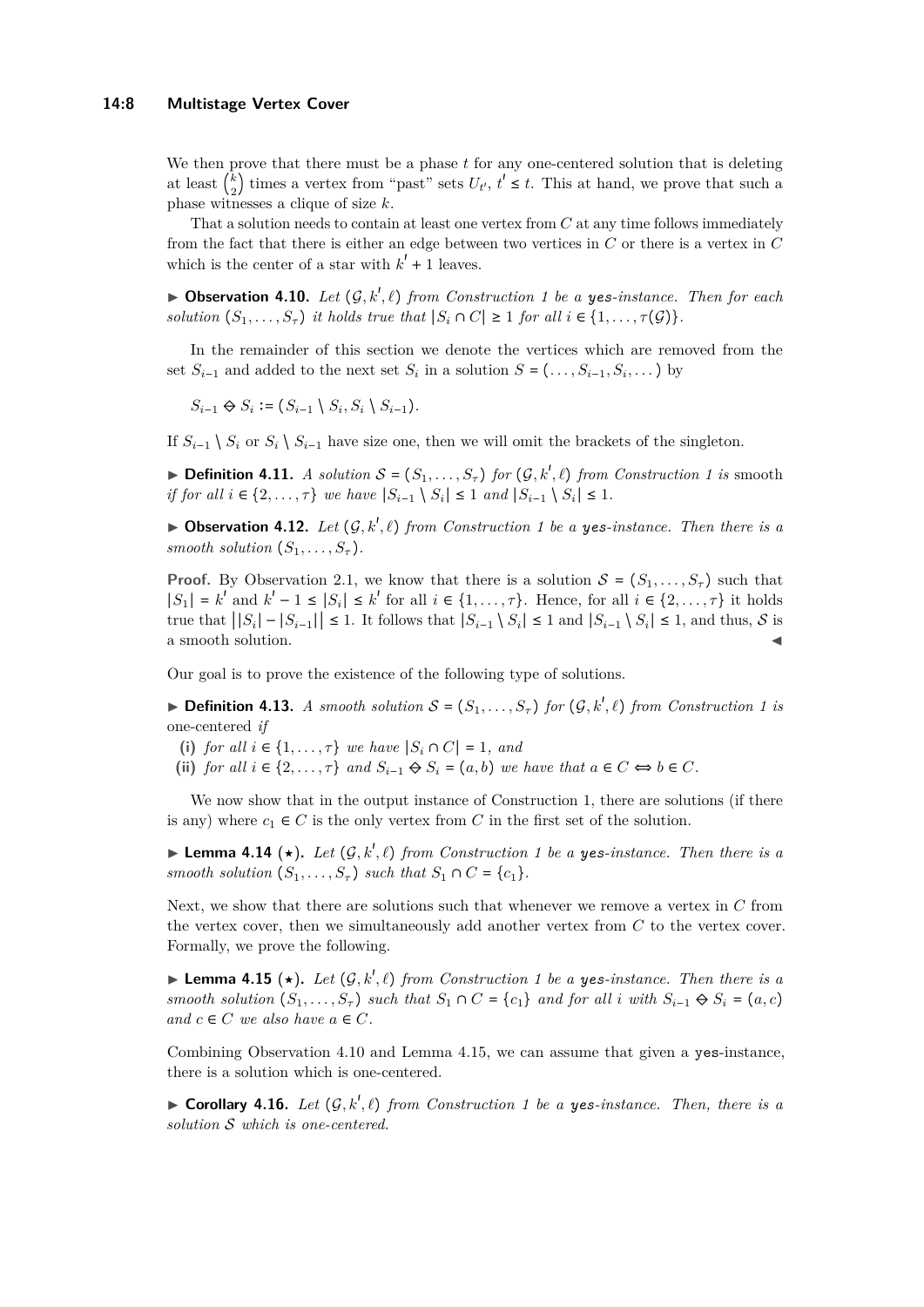We then prove that there must be a phase $t$ for any one-centered solution that is deleting at least $\binom{k}{2}$ times a vertex from "past" sets $U_{t'}$, $t' \leq t$. This at hand, we prove that such a phase witnesses a clique of size $k$.

That a solution needs to contain at least one vertex from $C$ at any time follows immediately from the fact that there is either an edge between two vertices in $C$ or there is a vertex in $C$ which is the center of a star with $k' + 1$ leaves.

▶ **Observation 4.10.** *Let $(\mathcal{G}, k', \ell)$ from Construction 1 be a* yes*-instance. Then for each solution $(S_1, \dots, S_\tau)$ it holds true that $|S_i \cap C| \geq 1$ for all $i \in \{1, \dots, \tau(\mathcal{G})\}$.*

In the remainder of this section we denote the vertices which are removed from the set $S_{i-1}$ and added to the next set $S_i$ in a solution $S = (\dots, S_{i-1}, S_i, \dots)$ by

$$S_{i-1} \diamondminus S_i := (S_{i-1} \setminus S_i, S_i \setminus S_{i-1}).$$

If $S_{i-1} \setminus S_i$ or $S_i \setminus S_{i-1}$ have size one, then we will omit the brackets of the singleton.

▶ **Definition 4.11.** *A solution $\mathcal{S} = (S_1, \dots, S_\tau)$ for $(\mathcal{G}, k', \ell)$ from Construction 1 is* smooth *if for all $i \in \{2, \dots, \tau\}$ we have $|S_{i-1} \setminus S_i| \leq 1$ and $|S_{i-1} \setminus S_i| \leq 1$.*

▶ **Observation 4.12.** *Let $(\mathcal{G}, k', \ell)$ from Construction 1 be a* yes*-instance. Then there is a smooth solution $(S_1, \dots, S_\tau)$.*

**Proof.** By Observation 2.1, we know that there is a solution $\mathcal{S} = (S_1, \dots, S_\tau)$ such that $|S_1| = k'$ and $k' - 1 \leq |S_i| \leq k'$ for all $i \in \{1, \dots, \tau\}$. Hence, for all $i \in \{2, \dots, \tau\}$ it holds true that $\big||S_i| - |S_{i-1}|\big| \leq 1$. It follows that $|S_{i-1} \setminus S_i| \leq 1$ and $|S_{i-1} \setminus S_i| \leq 1$, and thus, $\mathcal{S}$ is a smooth solution. ◀

Our goal is to prove the existence of the following type of solutions.

▶ **Definition 4.13.** *A smooth solution $\mathcal{S} = (S_1, \dots, S_\tau)$ for $(\mathcal{G}, k', \ell)$ from Construction 1 is* one-centered *if*

**(i)** *for all $i \in \{1, \dots, \tau\}$ we have $|S_i \cap C| = 1$, and*
**(ii)** *for all $i \in \{2, \dots, \tau\}$ and $S_{i-1} \diamondminus S_i = (a, b)$ we have that $a \in C \iff b \in C$.*

We now show that in the output instance of Construction 1, there are solutions (if there is any) where $c_1 \in C$ is the only vertex from $C$ in the first set of the solution.

▶ **Lemma 4.14** (⋆). *Let $(\mathcal{G}, k', \ell)$ from Construction 1 be a* yes*-instance. Then there is a smooth solution $(S_1, \dots, S_\tau)$ such that $S_1 \cap C = \{c_1\}$.*

Next, we show that there are solutions such that whenever we remove a vertex in $C$ from the vertex cover, then we simultaneously add another vertex from $C$ to the vertex cover. Formally, we prove the following.

▶ **Lemma 4.15** (⋆). *Let $(\mathcal{G}, k', \ell)$ from Construction 1 be a* yes*-instance. Then there is a smooth solution $(S_1, \dots, S_\tau)$ such that $S_1 \cap C = \{c_1\}$ and for all $i$ with $S_{i-1} \diamondminus S_i = (a, c)$ and $c \in C$ we also have $a \in C$.*

Combining Observation 4.10 and Lemma 4.15, we can assume that given a yes-instance, there is a solution which is one-centered.

▶ **Corollary 4.16.** *Let $(\mathcal{G}, k', \ell)$ from Construction 1 be a* yes*-instance. Then, there is a solution $\mathcal{S}$ which is one-centered.*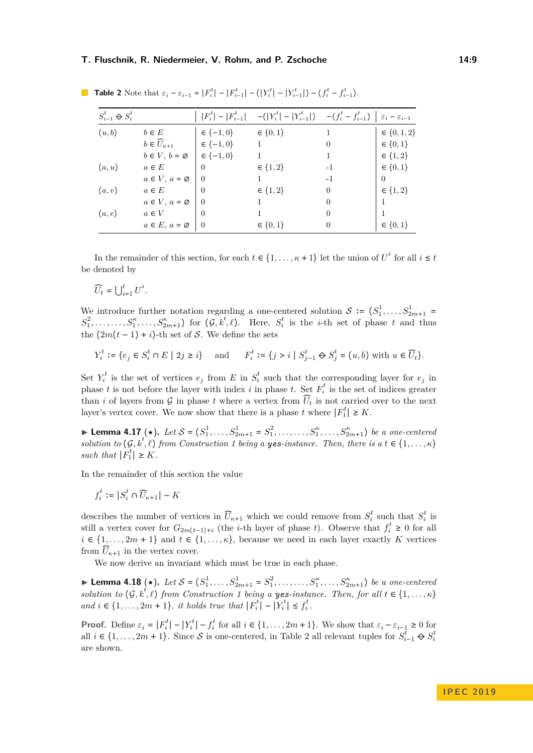**Table 2** Note that $\varepsilon_i - \varepsilon_{i-1} = |F_i^t| - |F_{i-1}^t| - (|Y_i^t| - |Y_{i-1}^t|) - (f_i^t - f_{i-1}^t)$.

| $S_{i-1}^t \diamond S_i^t$ | | $\lvert F_i^t\rvert - \lvert F_{i-1}^t\rvert$ | $-(\lvert Y_i^t\rvert - \lvert Y_{i-1}^t\rvert)$ | $-(f_i^t - f_{i-1}^t)$ | $\varepsilon_i - \varepsilon_{i-1}$ |
|---|---|---|---|---|---|
| $(u,b)$ | $b \in E$ | $\in \{-1,0\}$ | $\in \{0,1\}$ | 1 | $\in \{0,1,2\}$ |
| | $b \in \widehat{U}_{\kappa+1}$ | $\in \{-1,0\}$ | 1 | 0 | $\in \{0,1\}$ |
| | $b \in V$, $b = \varnothing$ | $\in \{-1,0\}$ | 1 | 1 | $\in \{1,2\}$ |
| $(a,u)$ | $a \in E$ | 0 | $\in \{1,2\}$ | -1 | $\in \{0,1\}$ |
| | $a \in V$, $a = \varnothing$ | 0 | 1 | -1 | 0 |
| $(a,v)$ | $a \in E$ | 0 | $\in \{1,2\}$ | 0 | $\in \{1,2\}$ |
| | $a \in V$, $a = \varnothing$ | 0 | 1 | 0 | 1 |
| $(a,e)$ | $a \in V$ | 0 | 1 | 0 | 1 |
| | $a \in E$, $a = \varnothing$ | 0 | $\in \{0,1\}$ | 0 | $\in \{0,1\}$ |

In the remainder of this section, for each $t \in \{1,\dots,\kappa+1\}$ let the union of $U^i$ for all $i \le t$ be denoted by

$$\widehat{U}_t = \bigcup_{i=1}^t U^i.$$

We introduce further notation regarding a one-centered solution $\mathcal{S} := (S_1^1,\dots,S_{2m+1}^1 = S_1^2,\dots,\dots,S_1^\kappa,\dots,S_{2m+1}^\kappa)$ for $(\mathcal{G},k',\ell)$. Here, $S_i^t$ is the $i$-th set of phase $t$ and thus the $(2m(t-1)+i)$-th set of $\mathcal{S}$. We define the sets

$$Y_i^t := \{e_j \in S_i^t \cap E \mid 2j \ge i\} \quad \text{and} \quad F_i^t := \{j > i \mid S_{j-1}^t \diamond S_j^t = (u,b) \text{ with } u \in \widehat{U}_t\}.$$

Set $Y_i^t$ is the set of vertices $e_j$ from $E$ in $S_i^t$ such that the corresponding layer for $e_j$ in phase $t$ is not before the layer with index $i$ in phase $t$. Set $F_i^t$ is the set of indices greater than $i$ of layers from $\mathcal{G}$ in phase $t$ where a vertex from $\widehat{U}_t$ is not carried over to the next layer's vertex cover. We now show that there is a phase $t$ where $|F_1^t| \ge K$.

▶ **Lemma 4.17** (⋆)**.** *Let $\mathcal{S} = (S_1^1,\dots,S_{2m+1}^1 = S_1^2,\dots,\dots,S_1^\kappa,\dots,S_{2m+1}^\kappa)$ be a one-centered solution to $(\mathcal{G},k',\ell)$ from Construction 1 being a* yes*-instance. Then, there is a $t \in \{1,\dots,\kappa\}$ such that $|F_1^t| \ge K$.*

In the remainder of this section the value

$$f_i^t := |S_i^t \cap \widehat{U}_{\kappa+1}| - K$$

describes the number of vertices in $\widehat{U}_{\kappa+1}$ which we could remove from $S_i^t$ such that $S_i^t$ is still a vertex cover for $G_{2m(t-1)+i}$ (the $i$-th layer of phase $t$). Observe that $f_i^t \ge 0$ for all $i \in \{1,\dots,2m+1\}$ and $t \in \{1,\dots,\kappa\}$, because we need in each layer exactly $K$ vertices from $\widehat{U}_{\kappa+1}$ in the vertex cover.

We now derive an invariant which must be true in each phase.

▶ **Lemma 4.18** (⋆)**.** *Let $\mathcal{S} = (S_1^1,\dots,S_{2m+1}^1 = S_1^2,\dots,\dots,S_1^\kappa,\dots,S_{2m+1}^\kappa)$ be a one-centered solution to $(\mathcal{G},k',\ell)$ from Construction 1 being a* yes*-instance. Then, for all $t \in \{1,\dots,\kappa\}$ and $i \in \{1,\dots,2m+1\}$, it holds true that $|F_i^t| - |Y_i^t| \le f_i^t$.*

**Proof.** Define $\varepsilon_i = |F_i^t| - |Y_i^t| - f_i^t$ for all $i \in \{1,\dots,2m+1\}$. We show that $\varepsilon_i - \varepsilon_{i-1} \ge 0$ for all $i \in \{1,\dots,2m+1\}$. Since $\mathcal{S}$ is one-centered, in Table 2 all relevant tuples for $S_{i-1}^t \diamond S_i^t$ are shown.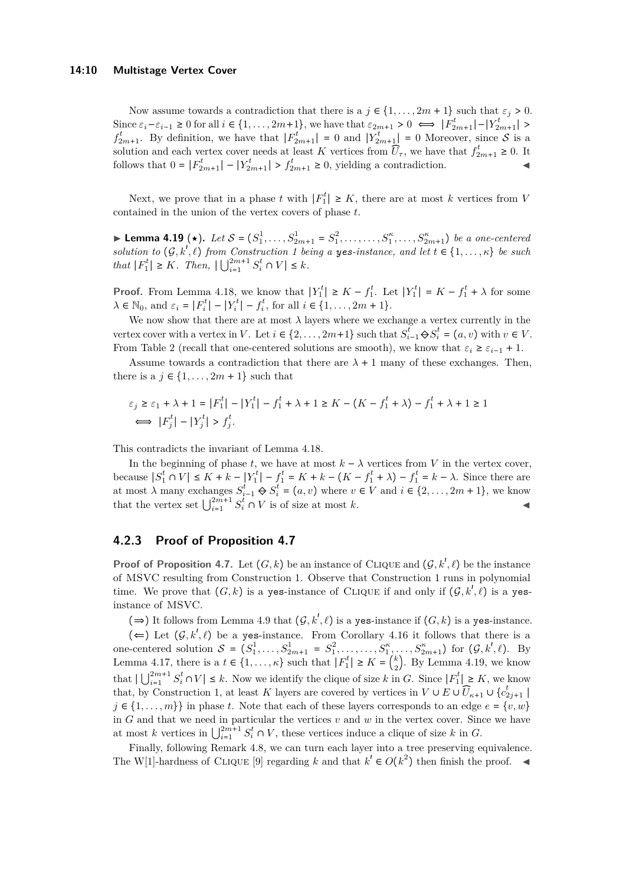Now assume towards a contradiction that there is a $j \in \{1, \dots, 2m+1\}$ such that $\varepsilon_j > 0$. Since $\varepsilon_i - \varepsilon_{i-1} \geq 0$ for all $i \in \{1, \dots, 2m+1\}$, we have that $\varepsilon_{2m+1} > 0 \iff |F^t_{2m+1}| - |Y^t_{2m+1}| > f^t_{2m+1}$. By definition, we have that $|F^t_{2m+1}| = 0$ and $|Y^t_{2m+1}| = 0$ Moreover, since $\mathcal{S}$ is a solution and each vertex cover needs at least $K$ vertices from $\widehat{U}_\tau$, we have that $f^t_{2m+1} \geq 0$. It follows that $0 = |F^t_{2m+1}| - |Y^t_{2m+1}| > f^t_{2m+1} \geq 0$, yielding a contradiction. ◀

Next, we prove that in a phase $t$ with $|F^t_1| \geq K$, there are at most $k$ vertices from $V$ contained in the union of the vertex covers of phase $t$.

▶ **Lemma 4.19** (★). *Let $\mathcal{S} = (S^1_1, \dots, S^1_{2m+1} = S^2_1, \dots, \dots, S^\kappa_1, \dots, S^\kappa_{2m+1})$ be a one-centered solution to $(\mathcal{G}, k', \ell)$ from Construction 1 being a* yes*-instance, and let $t \in \{1, \dots, \kappa\}$ be such that $|F^t_1| \geq K$. Then, $|\bigcup_{i=1}^{2m+1} S^t_i \cap V| \leq k$.*

**Proof.** From Lemma 4.18, we know that $|Y^t_1| \geq K - f^t_1$. Let $|Y^t_1| = K - f^t_1 + \lambda$ for some $\lambda \in \mathbb{N}_0$, and $\varepsilon_i = |F^t_i| - |Y^t_i| - f^t_i$, for all $i \in \{1, \dots, 2m+1\}$.

We now show that there are at most $\lambda$ layers where we exchange a vertex currently in the vertex cover with a vertex in $V$. Let $i \in \{2, \dots, 2m+1\}$ such that $S^t_{i-1} \diamondsuit S^t_i = (a, v)$ with $v \in V$. From Table 2 (recall that one-centered solutions are smooth), we know that $\varepsilon_i \geq \varepsilon_{i-1} + 1$.

Assume towards a contradiction that there are $\lambda + 1$ many of these exchanges. Then, there is a $j \in \{1, \dots, 2m+1\}$ such that

$$\begin{aligned}
&\varepsilon_j \geq \varepsilon_1 + \lambda + 1 = |F^t_1| - |Y^t_1| - f^t_1 + \lambda + 1 \geq K - (K - f^t_1 + \lambda) - f^t_1 + \lambda + 1 \geq 1 \\
&\iff |F^t_j| - |Y^t_j| > f^t_j.
\end{aligned}$$

This contradicts the invariant of Lemma 4.18.

In the beginning of phase $t$, we have at most $k - \lambda$ vertices from $V$ in the vertex cover, because $|S^t_1 \cap V| \leq K + k - |Y^t_1| - f^t_1 = K + k - (K - f^t_1 + \lambda) - f^t_1 = k - \lambda$. Since there are at most $\lambda$ many exchanges $S^t_{i-1} \diamondsuit S^t_i = (a, v)$ where $v \in V$ and $i \in \{2, \dots, 2m+1\}$, we know that the vertex set $\bigcup_{i=1}^{2m+1} S^t_i \cap V$ is of size at most $k$. ◀

### 4.2.3 Proof of Proposition 4.7

**Proof of Proposition 4.7.** Let $(G, k)$ be an instance of Clique and $(\mathcal{G}, k', \ell)$ be the instance of MSVC resulting from Construction 1. Observe that Construction 1 runs in polynomial time. We prove that $(G, k)$ is a yes-instance of Clique if and only if $(\mathcal{G}, k', \ell)$ is a yes-instance of MSVC.

($\Rightarrow$) It follows from Lemma 4.9 that $(\mathcal{G}, k', \ell)$ is a yes-instance if $(G, k)$ is a yes-instance.

($\Leftarrow$) Let $(\mathcal{G}, k', \ell)$ be a yes-instance. From Corollary 4.16 it follows that there is a one-centered solution $\mathcal{S} = (S^1_1, \dots, S^1_{2m+1} = S^2_1, \dots, \dots, S^\kappa_1, \dots, S^\kappa_{2m+1})$ for $(\mathcal{G}, k', \ell)$. By Lemma 4.17, there is a $t \in \{1, \dots, \kappa\}$ such that $|F^t_1| \geq K = \binom{k}{2}$. By Lemma 4.19, we know that $|\bigcup_{i=1}^{2m+1} S^t_i \cap V| \leq k$. Now we identify the clique of size $k$ in $G$. Since $|F^t_1| \geq K$, we know that, by Construction 1, at least $K$ layers are covered by vertices in $V \cup E \cup \widehat{U}_{\kappa+1} \cup \{c^t_{2j+1} \mid j \in \{1, \dots, m\}\}$ in phase $t$. Note that each of these layers corresponds to an edge $e = \{v, w\}$ in $G$ and that we need in particular the vertices $v$ and $w$ in the vertex cover. Since we have at most $k$ vertices in $\bigcup_{i=1}^{2m+1} S^t_i \cap V$, these vertices induce a clique of size $k$ in $G$.

Finally, following Remark 4.8, we can turn each layer into a tree preserving equivalence. The W[1]-hardness of Clique [9] regarding $k$ and that $k' \in O(k^2)$ then finish the proof. ◀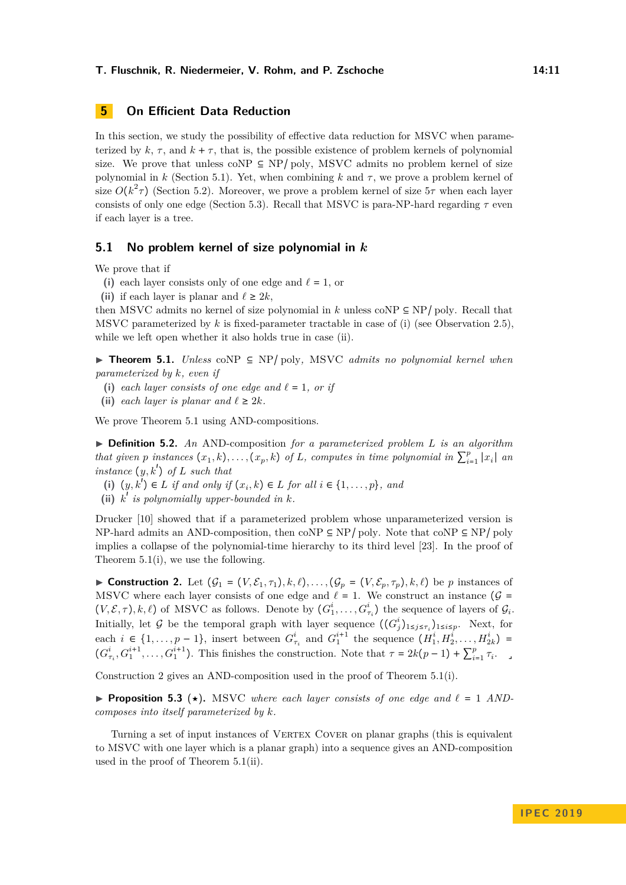## 5 On Efficient Data Reduction

In this section, we study the possibility of effective data reduction for MSVC when parameterized by $k$, $\tau$, and $k + \tau$, that is, the possible existence of problem kernels of polynomial size. We prove that unless coNP $\subseteq$ NP/poly, MSVC admits no problem kernel of size polynomial in $k$ (Section 5.1). Yet, when combining $k$ and $\tau$, we prove a problem kernel of size $O(k^2\tau)$ (Section 5.2). Moreover, we prove a problem kernel of size $5\tau$ when each layer consists of only one edge (Section 5.3). Recall that MSVC is para-NP-hard regarding $\tau$ even if each layer is a tree.

### 5.1 No problem kernel of size polynomial in $k$

We prove that if

**(i)** each layer consists only of one edge and $\ell = 1$, or
**(ii)** if each layer is planar and $\ell \geq 2k$,

then MSVC admits no kernel of size polynomial in $k$ unless coNP $\subseteq$ NP/poly. Recall that MSVC parameterized by $k$ is fixed-parameter tractable in case of (i) (see Observation 2.5), while we left open whether it also holds true in case (ii).

▶ **Theorem 5.1.** *Unless* coNP $\subseteq$ NP/poly*,* MSVC *admits no polynomial kernel when parameterized by $k$, even if*

**(i)** *each layer consists of one edge and $\ell = 1$, or if*
**(ii)** *each layer is planar and $\ell \geq 2k$.*

We prove Theorem 5.1 using AND-compositions.

▶ **Definition 5.2.** *An* AND-composition *for a parameterized problem $L$ is an algorithm that given $p$ instances $(x_1, k), \ldots, (x_p, k)$ of $L$, computes in time polynomial in $\sum_{i=1}^{p} |x_i|$ an instance $(y, k')$ of $L$ such that*

**(i)** *$(y, k') \in L$ if and only if $(x_i, k) \in L$ for all $i \in \{1, \ldots, p\}$, and*
**(ii)** *$k'$ is polynomially upper-bounded in $k$.*

Drucker [10] showed that if a parameterized problem whose unparameterized version is NP-hard admits an AND-composition, then coNP $\subseteq$ NP/poly. Note that coNP $\subseteq$ NP/poly implies a collapse of the polynomial-time hierarchy to its third level [23]. In the proof of Theorem 5.1(i), we use the following.

▶ **Construction 2.** Let $(\mathcal{G}_1 = (V, \mathcal{E}_1, \tau_1), k, \ell), \ldots, (\mathcal{G}_p = (V, \mathcal{E}_p, \tau_p), k, \ell)$ be $p$ instances of MSVC where each layer consists of one edge and $\ell = 1$. We construct an instance $(\mathcal{G} = (V, \mathcal{E}, \tau), k, \ell)$ of MSVC as follows. Denote by $(G_1^i, \ldots, G_{\tau_i}^i)$ the sequence of layers of $\mathcal{G}_i$. Initially, let $\mathcal{G}$ be the temporal graph with layer sequence $(((G_j^i)_{1 \leq j \leq \tau_i})_{1 \leq i \leq p}$. Next, for each $i \in \{1, \ldots, p-1\}$, insert between $G_{\tau_i}^i$ and $G_1^{i+1}$ the sequence $(H_1^i, H_2^i, \ldots, H_{2k}^i) = (G_{\tau_i}^i, G_1^{i+1}, \ldots, G_1^{i+1})$. This finishes the construction. Note that $\tau = 2k(p-1) + \sum_{i=1}^{p} \tau_i$. ⌟

Construction 2 gives an AND-composition used in the proof of Theorem 5.1(i).

▶ **Proposition 5.3** (⋆)**.** MSVC *where each layer consists of one edge and $\ell = 1$ AND-composes into itself parameterized by $k$.*

Turning a set of input instances of Vertex Cover on planar graphs (this is equivalent to MSVC with one layer which is a planar graph) into a sequence gives an AND-composition used in the proof of Theorem 5.1(ii).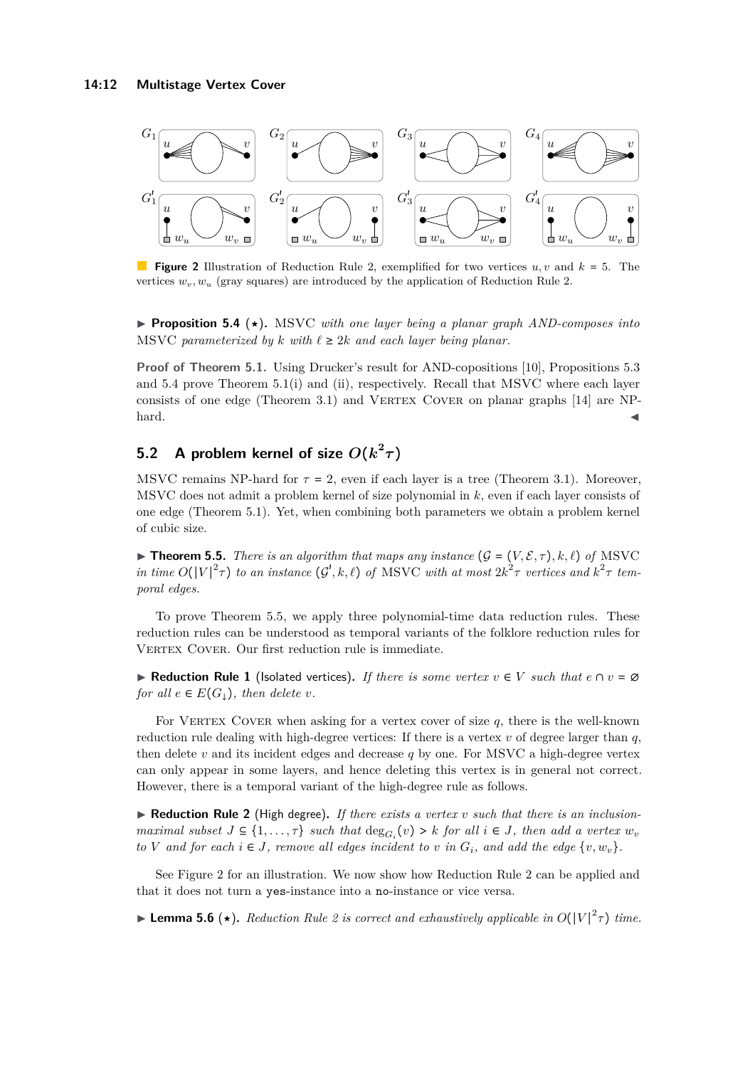**Figure 2** Illustration of Reduction Rule 2, exemplified for two vertices $u, v$ and $k = 5$. The vertices $w_v, w_u$ (gray squares) are introduced by the application of Reduction Rule 2.

▶ **Proposition 5.4** (⋆)**.** MSVC *with one layer being a planar graph AND-composes into* MSVC *parameterized by $k$ with $\ell \geq 2k$ and each layer being planar.*

**Proof of Theorem 5.1.** Using Drucker's result for AND-copositions [10], Propositions 5.3 and 5.4 prove Theorem 5.1(i) and (ii), respectively. Recall that MSVC where each layer consists of one edge (Theorem 3.1) and Vertex Cover on planar graphs [14] are NP-hard. ◀

## 5.2 A problem kernel of size $O(k^2\tau)$

MSVC remains NP-hard for $\tau = 2$, even if each layer is a tree (Theorem 3.1). Moreover, MSVC does not admit a problem kernel of size polynomial in $k$, even if each layer consists of one edge (Theorem 5.1). Yet, when combining both parameters we obtain a problem kernel of cubic size.

▶ **Theorem 5.5.** *There is an algorithm that maps any instance $(\mathcal{G} = (V, \mathcal{E}, \tau), k, \ell)$ of* MSVC *in time $O(|V|^2\tau)$ to an instance $(\mathcal{G}', k, \ell)$ of* MSVC *with at most $2k^2\tau$ vertices and $k^2\tau$ temporal edges.*

To prove Theorem 5.5, we apply three polynomial-time data reduction rules. These reduction rules can be understood as temporal variants of the folklore reduction rules for Vertex Cover. Our first reduction rule is immediate.

▶ **Reduction Rule 1** (Isolated vertices)**.** *If there is some vertex $v \in V$ such that $e \cap v = \emptyset$ for all $e \in E(G_\downarrow)$, then delete $v$.*

For Vertex Cover when asking for a vertex cover of size $q$, there is the well-known reduction rule dealing with high-degree vertices: If there is a vertex $v$ of degree larger than $q$, then delete $v$ and its incident edges and decrease $q$ by one. For MSVC a high-degree vertex can only appear in some layers, and hence deleting this vertex is in general not correct. However, there is a temporal variant of the high-degree rule as follows.

▶ **Reduction Rule 2** (High degree)**.** *If there exists a vertex $v$ such that there is an inclusion-maximal subset $J \subseteq \{1, \ldots, \tau\}$ such that $\deg_{G_i}(v) > k$ for all $i \in J$, then add a vertex $w_v$ to $V$ and for each $i \in J$, remove all edges incident to $v$ in $G_i$, and add the edge $\{v, w_v\}$.*

See Figure 2 for an illustration. We now show how Reduction Rule 2 can be applied and that it does not turn a yes-instance into a no-instance or vice versa.

▶ **Lemma 5.6** (⋆)**.** *Reduction Rule 2 is correct and exhaustively applicable in $O(|V|^2\tau)$ time.*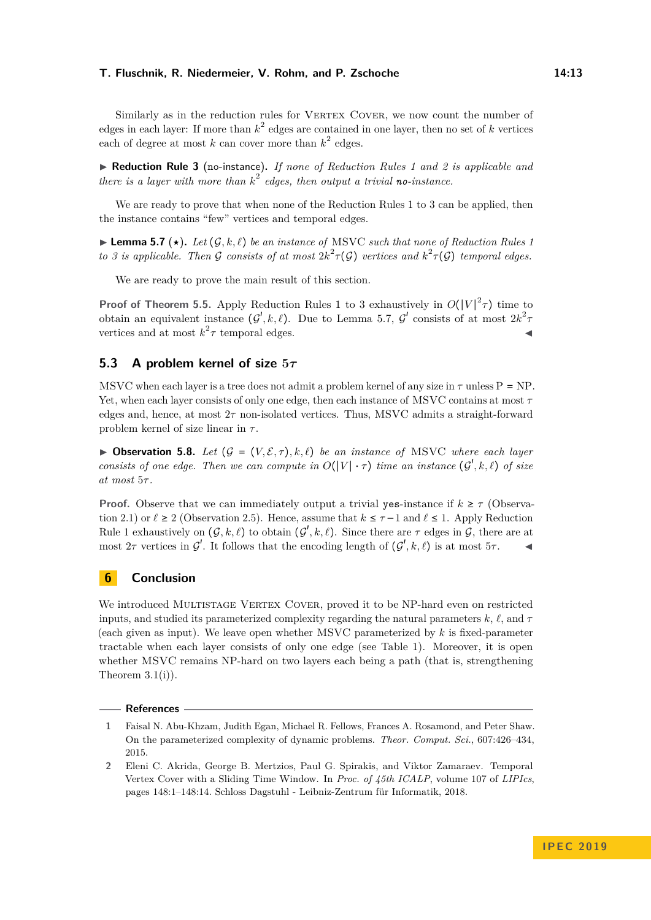Similarly as in the reduction rules for Vertex Cover, we now count the number of edges in each layer: If more than $k^2$ edges are contained in one layer, then no set of $k$ vertices each of degree at most $k$ can cover more than $k^2$ edges.

▶ **Reduction Rule 3** (no-instance). *If none of Reduction Rules 1 and 2 is applicable and there is a layer with more than $k^2$ edges, then output a trivial* **no***-instance.*

We are ready to prove that when none of the Reduction Rules 1 to 3 can be applied, then the instance contains "few" vertices and temporal edges.

▶ **Lemma 5.7** (⋆). *Let $(\mathcal{G}, k, \ell)$ be an instance of* MSVC *such that none of Reduction Rules 1 to 3 is applicable. Then $\mathcal{G}$ consists of at most $2k^2\tau(\mathcal{G})$ vertices and $k^2\tau(\mathcal{G})$ temporal edges.*

We are ready to prove the main result of this section.

**Proof of Theorem 5.5.** Apply Reduction Rules 1 to 3 exhaustively in $O(|V|^2\tau)$ time to obtain an equivalent instance $(\mathcal{G}', k, \ell)$. Due to Lemma 5.7, $\mathcal{G}'$ consists of at most $2k^2\tau$ vertices and at most $k^2\tau$ temporal edges. ◀

## 5.3 A problem kernel of size $5\tau$

MSVC when each layer is a tree does not admit a problem kernel of any size in $\tau$ unless P = NP. Yet, when each layer consists of only one edge, then each instance of MSVC contains at most $\tau$ edges and, hence, at most $2\tau$ non-isolated vertices. Thus, MSVC admits a straight-forward problem kernel of size linear in $\tau$.

▶ **Observation 5.8.** *Let $(\mathcal{G} = (V, \mathcal{E}, \tau), k, \ell)$ be an instance of* MSVC *where each layer consists of one edge. Then we can compute in $O(|V| \cdot \tau)$ time an instance $(\mathcal{G}', k, \ell)$ of size at most $5\tau$.*

**Proof.** Observe that we can immediately output a trivial yes-instance if $k \geq \tau$ (Observation 2.1) or $\ell \geq 2$ (Observation 2.5). Hence, assume that $k \leq \tau - 1$ and $\ell \leq 1$. Apply Reduction Rule 1 exhaustively on $(\mathcal{G}, k, \ell)$ to obtain $(\mathcal{G}', k, \ell)$. Since there are $\tau$ edges in $\mathcal{G}$, there are at most $2\tau$ vertices in $\mathcal{G}'$. It follows that the encoding length of $(\mathcal{G}', k, \ell)$ is at most $5\tau$. ◀

# 6 Conclusion

We introduced Multistage Vertex Cover, proved it to be NP-hard even on restricted inputs, and studied its parameterized complexity regarding the natural parameters $k$, $\ell$, and $\tau$ (each given as input). We leave open whether MSVC parameterized by $k$ is fixed-parameter tractable when each layer consists of only one edge (see Table 1). Moreover, it is open whether MSVC remains NP-hard on two layers each being a path (that is, strengthening Theorem 3.1(i)).

## References

1. Faisal N. Abu-Khzam, Judith Egan, Michael R. Fellows, Frances A. Rosamond, and Peter Shaw. On the parameterized complexity of dynamic problems. *Theor. Comput. Sci.*, 607:426–434, 2015.
2. Eleni C. Akrida, George B. Mertzios, Paul G. Spirakis, and Viktor Zamaraev. Temporal Vertex Cover with a Sliding Time Window. In *Proc. of 45th ICALP*, volume 107 of *LIPIcs*, pages 148:1–148:14. Schloss Dagstuhl - Leibniz-Zentrum für Informatik, 2018.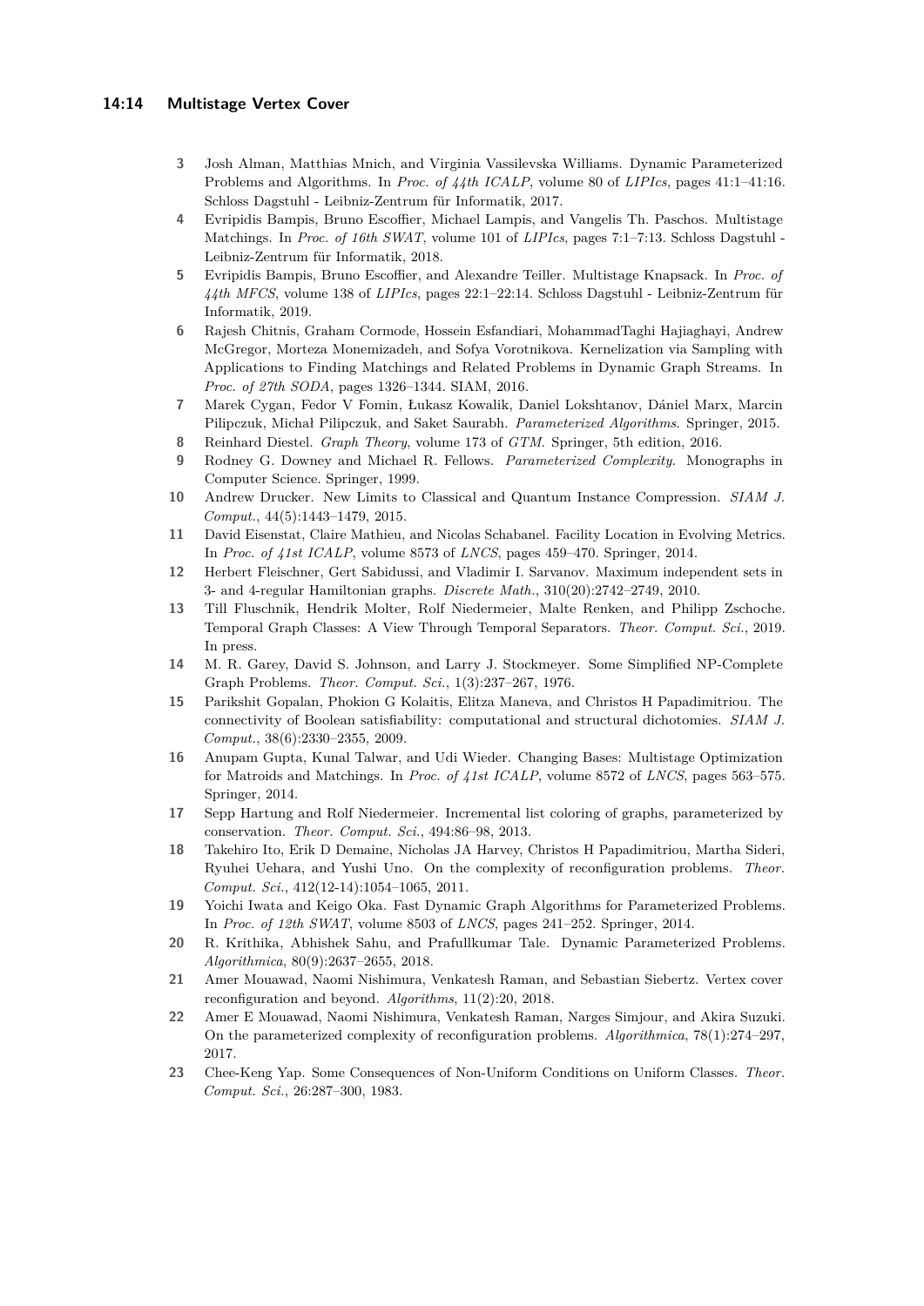3. Josh Alman, Matthias Mnich, and Virginia Vassilevska Williams. Dynamic Parameterized Problems and Algorithms. In *Proc. of 44th ICALP*, volume 80 of *LIPIcs*, pages 41:1–41:16. Schloss Dagstuhl - Leibniz-Zentrum für Informatik, 2017.
4. Evripidis Bampis, Bruno Escoffier, Michael Lampis, and Vangelis Th. Paschos. Multistage Matchings. In *Proc. of 16th SWAT*, volume 101 of *LIPIcs*, pages 7:1–7:13. Schloss Dagstuhl - Leibniz-Zentrum für Informatik, 2018.
5. Evripidis Bampis, Bruno Escoffier, and Alexandre Teiller. Multistage Knapsack. In *Proc. of 44th MFCS*, volume 138 of *LIPIcs*, pages 22:1–22:14. Schloss Dagstuhl - Leibniz-Zentrum für Informatik, 2019.
6. Rajesh Chitnis, Graham Cormode, Hossein Esfandiari, MohammadTaghi Hajiaghayi, Andrew McGregor, Morteza Monemizadeh, and Sofya Vorotnikova. Kernelization via Sampling with Applications to Finding Matchings and Related Problems in Dynamic Graph Streams. In *Proc. of 27th SODA*, pages 1326–1344. SIAM, 2016.
7. Marek Cygan, Fedor V Fomin, Łukasz Kowalik, Daniel Lokshtanov, Dániel Marx, Marcin Pilipczuk, Michał Pilipczuk, and Saket Saurabh. *Parameterized Algorithms*. Springer, 2015.
8. Reinhard Diestel. *Graph Theory*, volume 173 of *GTM*. Springer, 5th edition, 2016.
9. Rodney G. Downey and Michael R. Fellows. *Parameterized Complexity*. Monographs in Computer Science. Springer, 1999.
10. Andrew Drucker. New Limits to Classical and Quantum Instance Compression. *SIAM J. Comput.*, 44(5):1443–1479, 2015.
11. David Eisenstat, Claire Mathieu, and Nicolas Schabanel. Facility Location in Evolving Metrics. In *Proc. of 41st ICALP*, volume 8573 of *LNCS*, pages 459–470. Springer, 2014.
12. Herbert Fleischner, Gert Sabidussi, and Vladimir I. Sarvanov. Maximum independent sets in 3- and 4-regular Hamiltonian graphs. *Discrete Math.*, 310(20):2742–2749, 2010.
13. Till Fluschnik, Hendrik Molter, Rolf Niedermeier, Malte Renken, and Philipp Zschoche. Temporal Graph Classes: A View Through Temporal Separators. *Theor. Comput. Sci.*, 2019. In press.
14. M. R. Garey, David S. Johnson, and Larry J. Stockmeyer. Some Simplified NP-Complete Graph Problems. *Theor. Comput. Sci.*, 1(3):237–267, 1976.
15. Parikshit Gopalan, Phokion G Kolaitis, Elitza Maneva, and Christos H Papadimitriou. The connectivity of Boolean satisfiability: computational and structural dichotomies. *SIAM J. Comput.*, 38(6):2330–2355, 2009.
16. Anupam Gupta, Kunal Talwar, and Udi Wieder. Changing Bases: Multistage Optimization for Matroids and Matchings. In *Proc. of 41st ICALP*, volume 8572 of *LNCS*, pages 563–575. Springer, 2014.
17. Sepp Hartung and Rolf Niedermeier. Incremental list coloring of graphs, parameterized by conservation. *Theor. Comput. Sci.*, 494:86–98, 2013.
18. Takehiro Ito, Erik D Demaine, Nicholas JA Harvey, Christos H Papadimitriou, Martha Sideri, Ryuhei Uehara, and Yushi Uno. On the complexity of reconfiguration problems. *Theor. Comput. Sci.*, 412(12-14):1054–1065, 2011.
19. Yoichi Iwata and Keigo Oka. Fast Dynamic Graph Algorithms for Parameterized Problems. In *Proc. of 12th SWAT*, volume 8503 of *LNCS*, pages 241–252. Springer, 2014.
20. R. Krithika, Abhishek Sahu, and Prafullkumar Tale. Dynamic Parameterized Problems. *Algorithmica*, 80(9):2637–2655, 2018.
21. Amer Mouawad, Naomi Nishimura, Venkatesh Raman, and Sebastian Siebertz. Vertex cover reconfiguration and beyond. *Algorithms*, 11(2):20, 2018.
22. Amer E Mouawad, Naomi Nishimura, Venkatesh Raman, Narges Simjour, and Akira Suzuki. On the parameterized complexity of reconfiguration problems. *Algorithmica*, 78(1):274–297, 2017.
23. Chee-Keng Yap. Some Consequences of Non-Uniform Conditions on Uniform Classes. *Theor. Comput. Sci.*, 26:287–300, 1983.